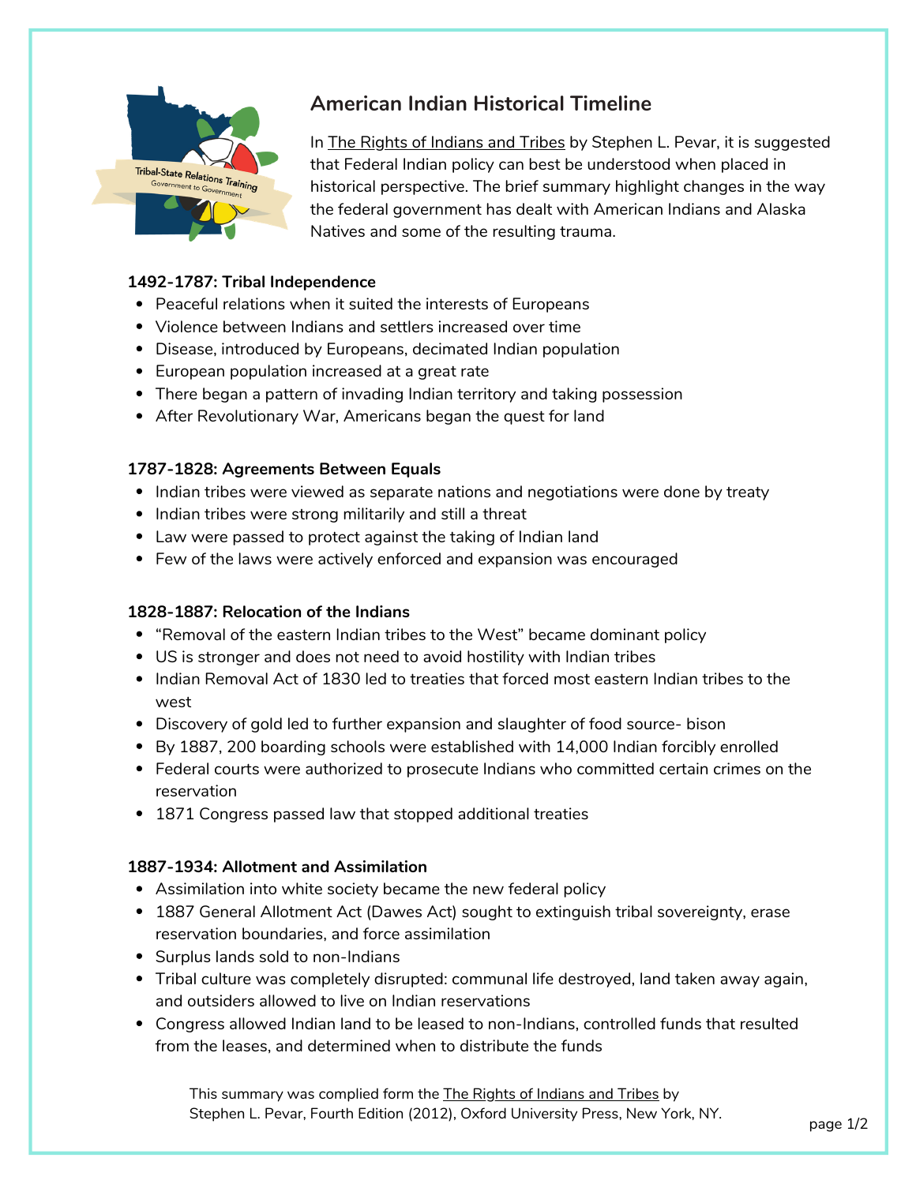# American Indian Historical Timeline

In The Rights of Indians and Tribes by Stephen L. Pevar, it is suggested that Federal Indian policy can best be understood when placed in historical perspective. The brief summary highlight changes in the way the federal government has dealt with American Indians and Alaska Natives and some of the resulting trauma.

**1492-1787: Tribal Independence**

- Peaceful relations when it suited the interests of Europeans
- Violence between Indians and settlers increased over time
- Disease, introduced by Europeans, decimated Indian population
- European population increased at a great rate
- There began a pattern of invading Indian territory and taking possession
- After Revolutionary War, Americans began the quest for land

**1787-1828: Agreements Between Equals**

- Indian tribes were viewed as separate nations and negotiations were done by treaty
- Indian tribes were strong militarily and still a threat
- Law were passed to protect against the taking of Indian land
- Few of the laws were actively enforced and expansion was encouraged

**1828-1887: Relocation of the Indians**

- "Removal of the eastern Indian tribes to the West" became dominant policy
- US is stronger and does not need to avoid hostility with Indian tribes
- Indian Removal Act of 1830 led to treaties that forced most eastern Indian tribes to the west
- Discovery of gold led to further expansion and slaughter of food source- bison
- By 1887, 200 boarding schools were established with 14,000 Indian forcibly enrolled
- Federal courts were authorized to prosecute Indians who committed certain crimes on the reservation
- 1871 Congress passed law that stopped additional treaties

**1887-1934: Allotment and Assimilation**

- Assimilation into white society became the new federal policy
- 1887 General Allotment Act (Dawes Act) sought to extinguish tribal sovereignty, erase reservation boundaries, and force assimilation
- Surplus lands sold to non-Indians
- Tribal culture was completely disrupted: communal life destroyed, land taken away again, and outsiders allowed to live on Indian reservations
- Congress allowed Indian land to be leased to non-Indians, controlled funds that resulted from the leases, and determined when to distribute the funds

This summary was complied form the The Rights of Indians and Tribes by Stephen L. Pevar, Fourth Edition (2012), Oxford University Press, New York, NY.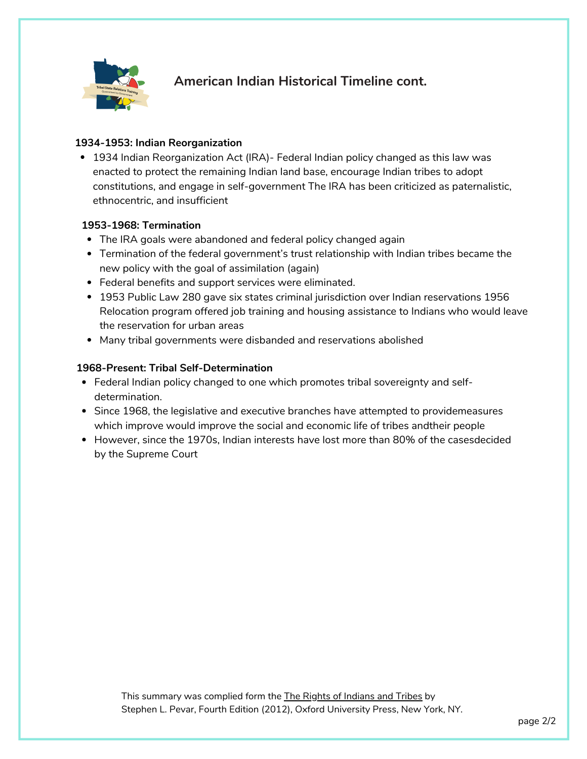# American Indian Historical Timeline cont.

**1934-1953: Indian Reorganization**

- 1934 Indian Reorganization Act (IRA)- Federal Indian policy changed as this law was enacted to protect the remaining Indian land base, encourage Indian tribes to adopt constitutions, and engage in self-government The IRA has been criticized as paternalistic, ethnocentric, and insufficient

**1953-1968: Termination**

- The IRA goals were abandoned and federal policy changed again
- Termination of the federal government's trust relationship with Indian tribes became the new policy with the goal of assimilation (again)
- Federal benefits and support services were eliminated.
- 1953 Public Law 280 gave six states criminal jurisdiction over Indian reservations 1956 Relocation program offered job training and housing assistance to Indians who would leave the reservation for urban areas
- Many tribal governments were disbanded and reservations abolished

**1968-Present: Tribal Self-Determination**

- Federal Indian policy changed to one which promotes tribal sovereignty and self-determination.
- Since 1968, the legislative and executive branches have attempted to providemeasures which improve would improve the social and economic life of tribes andtheir people
- However, since the 1970s, Indian interests have lost more than 80% of the casesdecided by the Supreme Court

This summary was complied form the The Rights of Indians and Tribes by Stephen L. Pevar, Fourth Edition (2012), Oxford University Press, New York, NY.